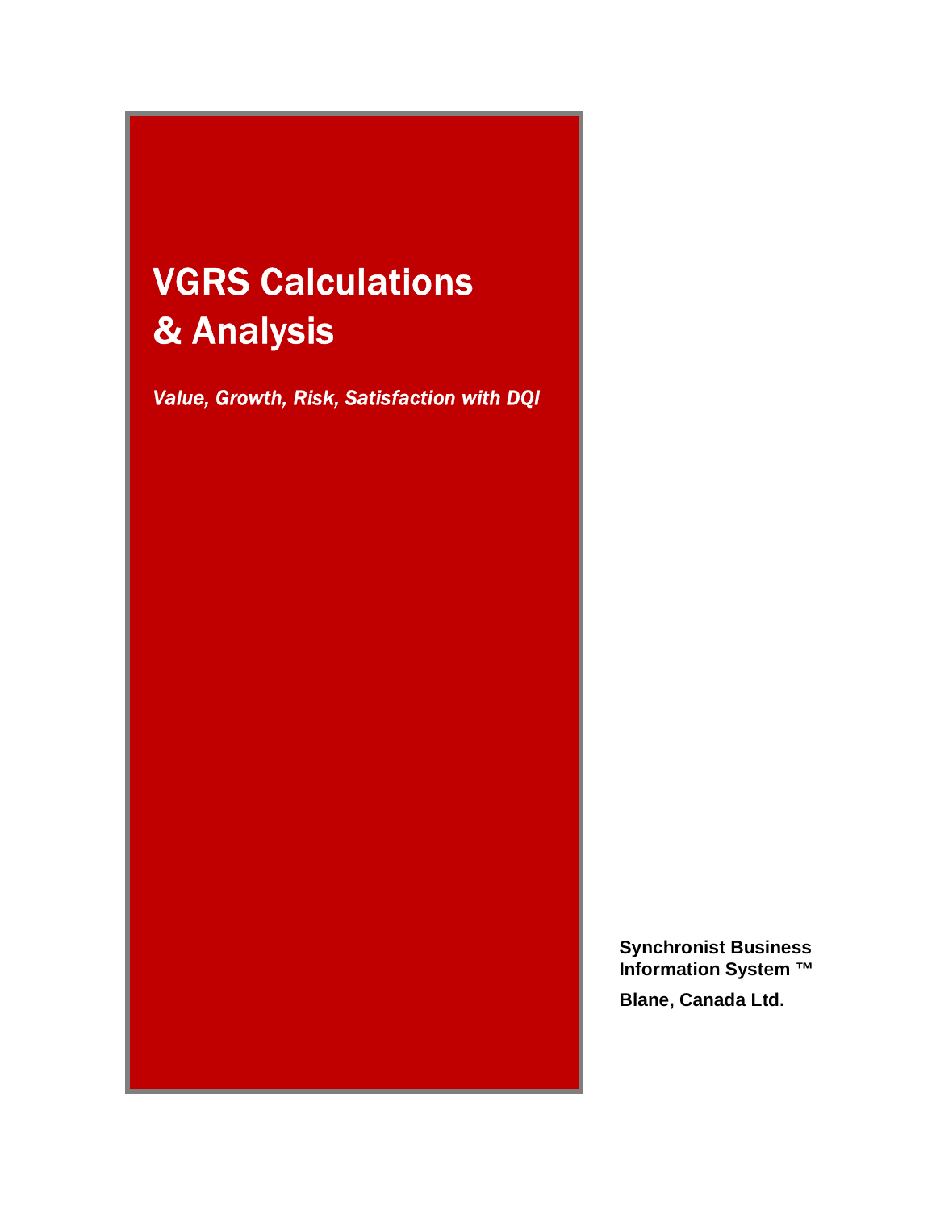# VGRS Calculations & Analysis

*Value, Growth, Risk, Satisfaction with DQI*

**Synchronist Business Information System ™**

**Blane, Canada Ltd.**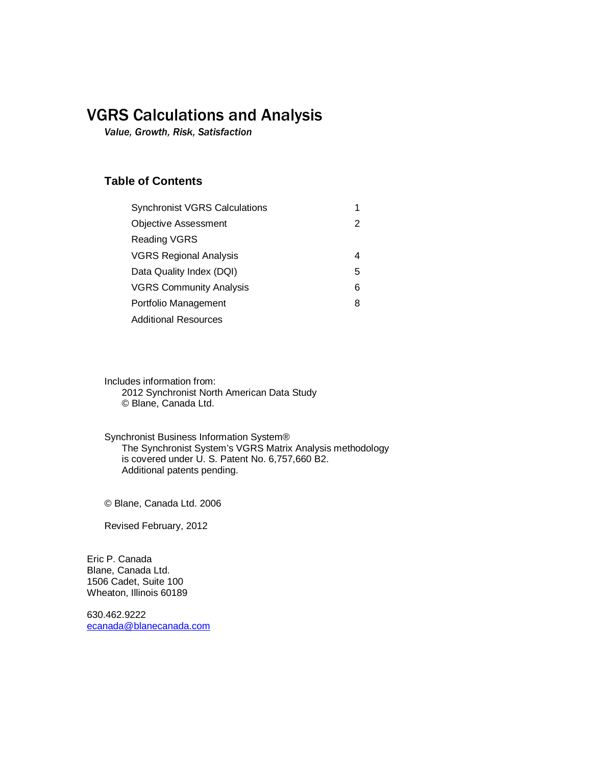# VGRS Calculations and Analysis

*Value, Growth, Risk, Satisfaction*

## Table of Contents

| | |
|---|---|
| Synchronist VGRS Calculations | 1 |
| Objective Assessment | 2 |
| Reading VGRS | |
| VGRS Regional Analysis | 4 |
| Data Quality Index (DQI) | 5 |
| VGRS Community Analysis | 6 |
| Portfolio Management | 8 |
| Additional Resources | |

Includes information from:
2012 Synchronist North American Data Study
© Blane, Canada Ltd.

Synchronist Business Information System®
The Synchronist System's VGRS Matrix Analysis methodology
is covered under U. S. Patent No. 6,757,660 B2.
Additional patents pending.

© Blane, Canada Ltd. 2006

Revised February, 2012

Eric P. Canada
Blane, Canada Ltd.
1506 Cadet, Suite 100
Wheaton, Illinois 60189

630.462.9222
ecanada@blanecanada.com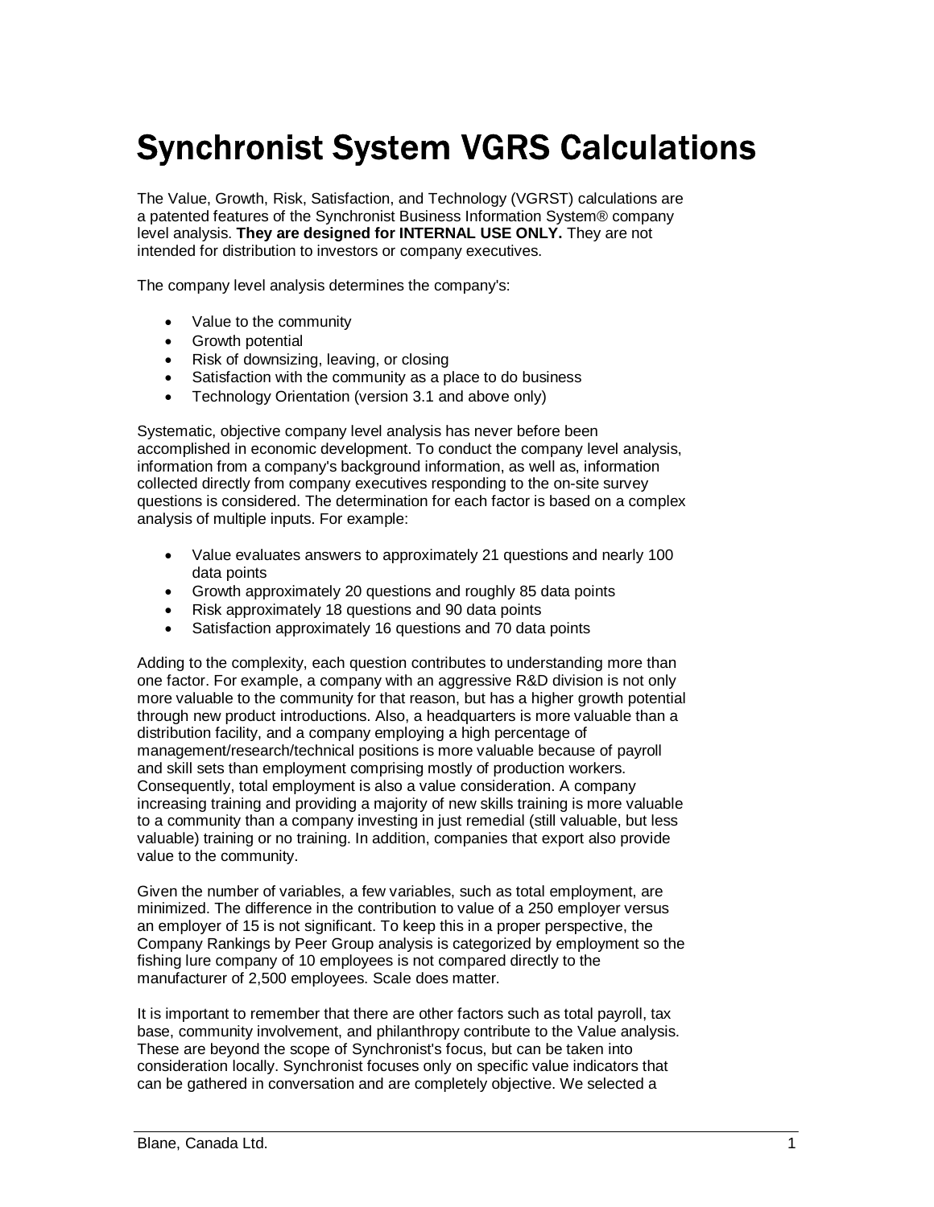# Synchronist System VGRS Calculations

The Value, Growth, Risk, Satisfaction, and Technology (VGRST) calculations are a patented features of the Synchronist Business Information System® company level analysis. **They are designed for INTERNAL USE ONLY.** They are not intended for distribution to investors or company executives.

The company level analysis determines the company's:

- Value to the community
- Growth potential
- Risk of downsizing, leaving, or closing
- Satisfaction with the community as a place to do business
- Technology Orientation (version 3.1 and above only)

Systematic, objective company level analysis has never before been accomplished in economic development. To conduct the company level analysis, information from a company's background information, as well as, information collected directly from company executives responding to the on-site survey questions is considered. The determination for each factor is based on a complex analysis of multiple inputs. For example:

- Value evaluates answers to approximately 21 questions and nearly 100 data points
- Growth approximately 20 questions and roughly 85 data points
- Risk approximately 18 questions and 90 data points
- Satisfaction approximately 16 questions and 70 data points

Adding to the complexity, each question contributes to understanding more than one factor. For example, a company with an aggressive R&D division is not only more valuable to the community for that reason, but has a higher growth potential through new product introductions. Also, a headquarters is more valuable than a distribution facility, and a company employing a high percentage of management/research/technical positions is more valuable because of payroll and skill sets than employment comprising mostly of production workers. Consequently, total employment is also a value consideration. A company increasing training and providing a majority of new skills training is more valuable to a community than a company investing in just remedial (still valuable, but less valuable) training or no training. In addition, companies that export also provide value to the community.

Given the number of variables, a few variables, such as total employment, are minimized. The difference in the contribution to value of a 250 employer versus an employer of 15 is not significant. To keep this in a proper perspective, the Company Rankings by Peer Group analysis is categorized by employment so the fishing lure company of 10 employees is not compared directly to the manufacturer of 2,500 employees. Scale does matter.

It is important to remember that there are other factors such as total payroll, tax base, community involvement, and philanthropy contribute to the Value analysis. These are beyond the scope of Synchronist's focus, but can be taken into consideration locally. Synchronist focuses only on specific value indicators that can be gathered in conversation and are completely objective. We selected a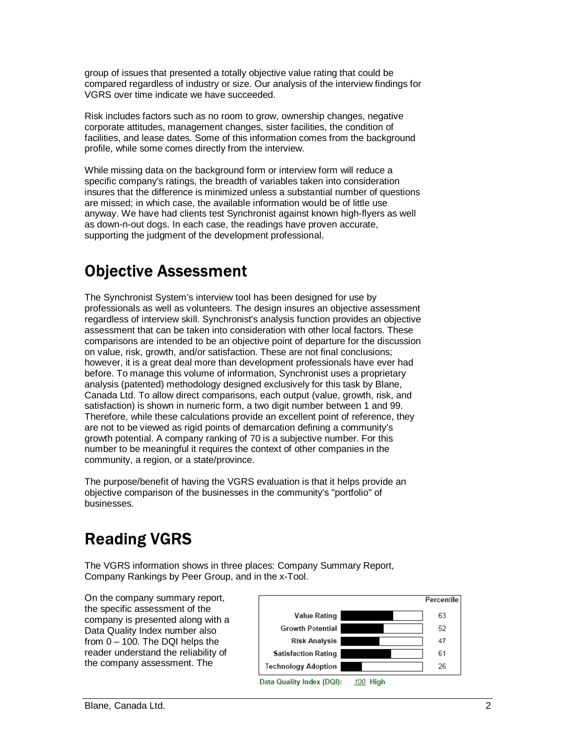group of issues that presented a totally objective value rating that could be compared regardless of industry or size. Our analysis of the interview findings for VGRS over time indicate we have succeeded.

Risk includes factors such as no room to grow, ownership changes, negative corporate attitudes, management changes, sister facilities, the condition of facilities, and lease dates. Some of this information comes from the background profile, while some comes directly from the interview.

While missing data on the background form or interview form will reduce a specific company's ratings, the breadth of variables taken into consideration insures that the difference is minimized unless a substantial number of questions are missed; in which case, the available information would be of little use anyway. We have had clients test Synchronist against known high-flyers as well as down-n-out dogs. In each case, the readings have proven accurate, supporting the judgment of the development professional.

# Objective Assessment

The Synchronist System's interview tool has been designed for use by professionals as well as volunteers. The design insures an objective assessment regardless of interview skill. Synchronist's analysis function provides an objective assessment that can be taken into consideration with other local factors. These comparisons are intended to be an objective point of departure for the discussion on value, risk, growth, and/or satisfaction. These are not final conclusions; however, it is a great deal more than development professionals have ever had before. To manage this volume of information, Synchronist uses a proprietary analysis (patented) methodology designed exclusively for this task by Blane, Canada Ltd. To allow direct comparisons, each output (value, growth, risk, and satisfaction) is shown in numeric form, a two digit number between 1 and 99. Therefore, while these calculations provide an excellent point of reference, they are not to be viewed as rigid points of demarcation defining a community's growth potential. A company ranking of 70 is a subjective number. For this number to be meaningful it requires the context of other companies in the community, a region, or a state/province.

The purpose/benefit of having the VGRS evaluation is that it helps provide an objective comparison of the businesses in the community's "portfolio" of businesses.

# Reading VGRS

The VGRS information shows in three places: Company Summary Report, Company Rankings by Peer Group, and in the x-Tool.

On the company summary report, the specific assessment of the company is presented along with a Data Quality Index number also from 0 – 100. The DQI helps the reader understand the reliability of the company assessment. The

| | Percentile |
|---|---|
| Value Rating | 63 |
| Growth Potential | 52 |
| Risk Analysis | 47 |
| Satisfaction Rating | 61 |
| Technology Adoption | 26 |

Data Quality Index (DQI): 100 High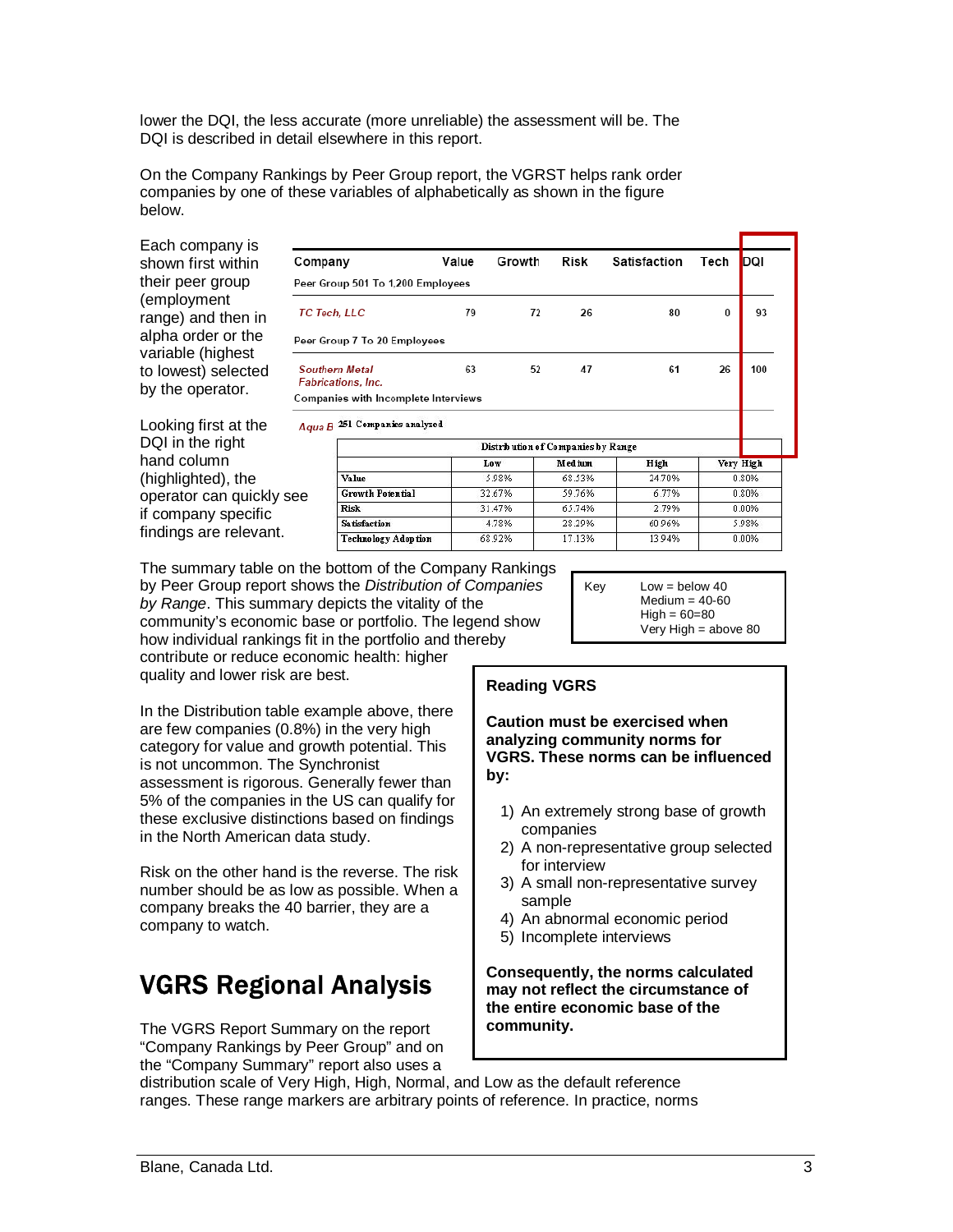lower the DQI, the less accurate (more unreliable) the assessment will be. The DQI is described in detail elsewhere in this report.

On the Company Rankings by Peer Group report, the VGRST helps rank order companies by one of these variables of alphabetically as shown in the figure below.

Each company is shown first within their peer group (employment range) and then in alpha order or the variable (highest to lowest) selected by the operator.

Looking first at the DQI in the right hand column (highlighted), the operator can quickly see if company specific findings are relevant.

| Company | Value | Growth | Risk | Satisfaction | Tech | DQI |
|---|---|---|---|---|---|---|
| Peer Group 501 To 1,200 Employees | | | | | | |
| *TC Tech, LLC* | 79 | 72 | 26 | 80 | 0 | 93 |
| Peer Group 7 To 20 Employees | | | | | | |
| *Southern Metal Fabrications, Inc.* | 63 | 52 | 47 | 61 | 26 | 100 |
| Companies with Incomplete Interviews | | | | | | |
| *Aqua B* | | | | | | |

251 Companies analyzed

| Distribution of Companies by Range | Low | Medium | High | Very High |
|---|---|---|---|---|
| Value | 5.98% | 68.53% | 24.70% | 0.80% |
| Growth Potential | 32.67% | 59.76% | 6.77% | 0.80% |
| Risk | 31.47% | 65.74% | 2.79% | 0.00% |
| Satisfaction | 4.78% | 28.29% | 60.96% | 5.98% |
| Technology Adoption | 68.92% | 17.13% | 13.94% | 0.00% |

The summary table on the bottom of the Company Rankings by Peer Group report shows the *Distribution of Companies by Range*. This summary depicts the vitality of the community's economic base or portfolio. The legend show how individual rankings fit in the portfolio and thereby contribute or reduce economic health: higher quality and lower risk are best.

Key
- Low = below 40
- Medium = 40-60
- High = 60=80
- Very High = above 80

In the Distribution table example above, there are few companies (0.8%) in the very high category for value and growth potential. This is not uncommon. The Synchronist assessment is rigorous. Generally fewer than 5% of the companies in the US can qualify for these exclusive distinctions based on findings in the North American data study.

Risk on the other hand is the reverse. The risk number should be as low as possible. When a company breaks the 40 barrier, they are a company to watch.

**Reading VGRS**

**Caution must be exercised when analyzing community norms for VGRS. These norms can be influenced by:**

1) An extremely strong base of growth companies
2) A non-representative group selected for interview
3) A small non-representative survey sample
4) An abnormal economic period
5) Incomplete interviews

**Consequently, the norms calculated may not reflect the circumstance of the entire economic base of the community.**

# VGRS Regional Analysis

The VGRS Report Summary on the report "Company Rankings by Peer Group" and on the "Company Summary" report also uses a distribution scale of Very High, High, Normal, and Low as the default reference ranges. These range markers are arbitrary points of reference. In practice, norms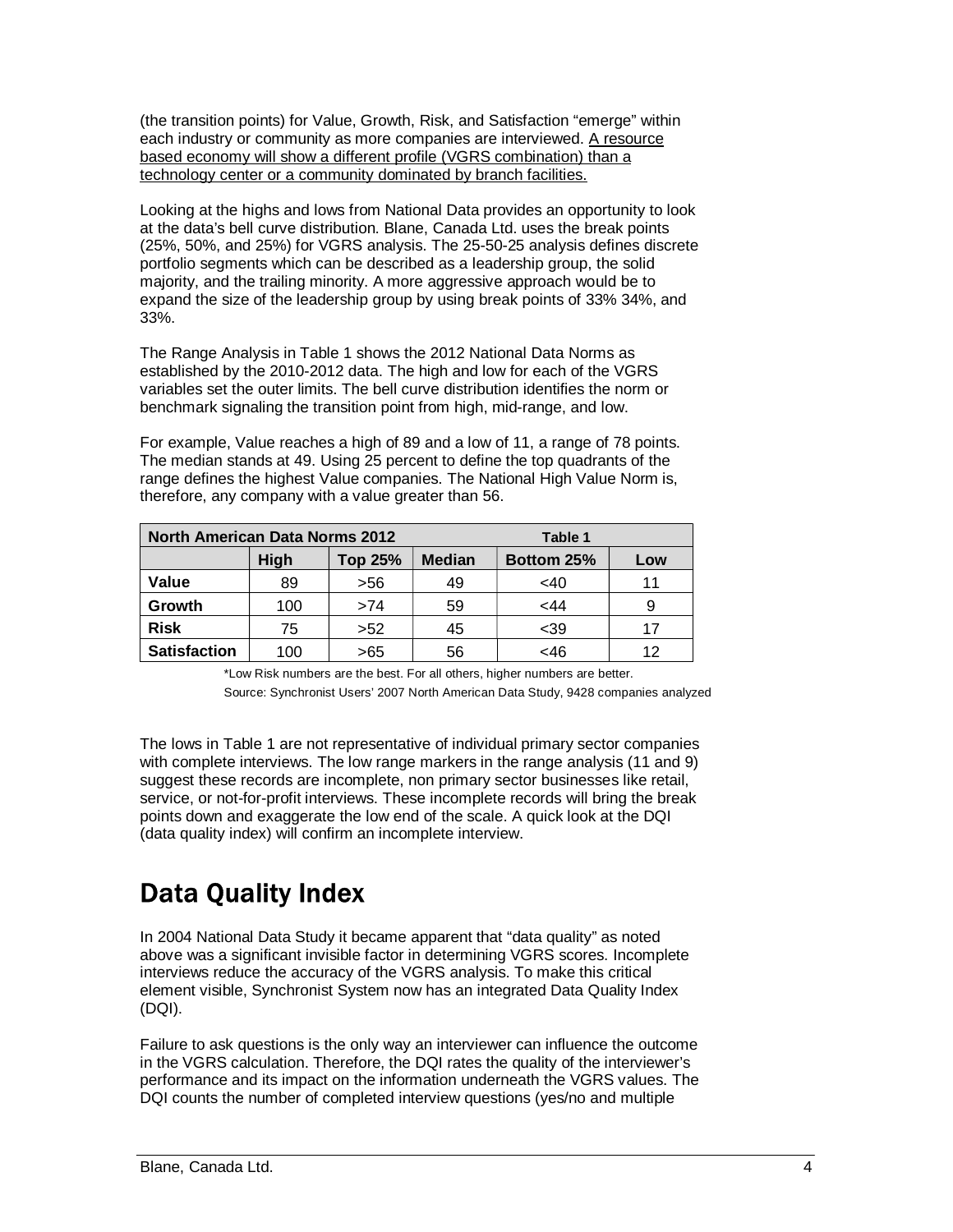(the transition points) for Value, Growth, Risk, and Satisfaction "emerge" within each industry or community as more companies are interviewed. <u>A resource based economy will show a different profile (VGRS combination) than a technology center or a community dominated by branch facilities.</u>

Looking at the highs and lows from National Data provides an opportunity to look at the data's bell curve distribution. Blane, Canada Ltd. uses the break points (25%, 50%, and 25%) for VGRS analysis. The 25-50-25 analysis defines discrete portfolio segments which can be described as a leadership group, the solid majority, and the trailing minority. A more aggressive approach would be to expand the size of the leadership group by using break points of 33% 34%, and 33%.

The Range Analysis in Table 1 shows the 2012 National Data Norms as established by the 2010-2012 data. The high and low for each of the VGRS variables set the outer limits. The bell curve distribution identifies the norm or benchmark signaling the transition point from high, mid-range, and low.

For example, Value reaches a high of 89 and a low of 11, a range of 78 points. The median stands at 49. Using 25 percent to define the top quadrants of the range defines the highest Value companies. The National High Value Norm is, therefore, any company with a value greater than 56.

| **North American Data Norms 2012** | | | **Table 1** | | |
|---|---|---|---|---|---|
| | **High** | **Top 25%** | **Median** | **Bottom 25%** | **Low** |
| **Value** | 89 | >56 | 49 | <40 | 11 |
| **Growth** | 100 | >74 | 59 | <44 | 9 |
| **Risk** | 75 | >52 | 45 | <39 | 17 |
| **Satisfaction** | 100 | >65 | 56 | <46 | 12 |

*Low Risk numbers are the best. For all others, higher numbers are better.

Source: Synchronist Users' 2007 North American Data Study, 9428 companies analyzed

The lows in Table 1 are not representative of individual primary sector companies with complete interviews. The low range markers in the range analysis (11 and 9) suggest these records are incomplete, non primary sector businesses like retail, service, or not-for-profit interviews. These incomplete records will bring the break points down and exaggerate the low end of the scale. A quick look at the DQI (data quality index) will confirm an incomplete interview.

# Data Quality Index

In 2004 National Data Study it became apparent that "data quality" as noted above was a significant invisible factor in determining VGRS scores. Incomplete interviews reduce the accuracy of the VGRS analysis. To make this critical element visible, Synchronist System now has an integrated Data Quality Index (DQI).

Failure to ask questions is the only way an interviewer can influence the outcome in the VGRS calculation. Therefore, the DQI rates the quality of the interviewer's performance and its impact on the information underneath the VGRS values. The DQI counts the number of completed interview questions (yes/no and multiple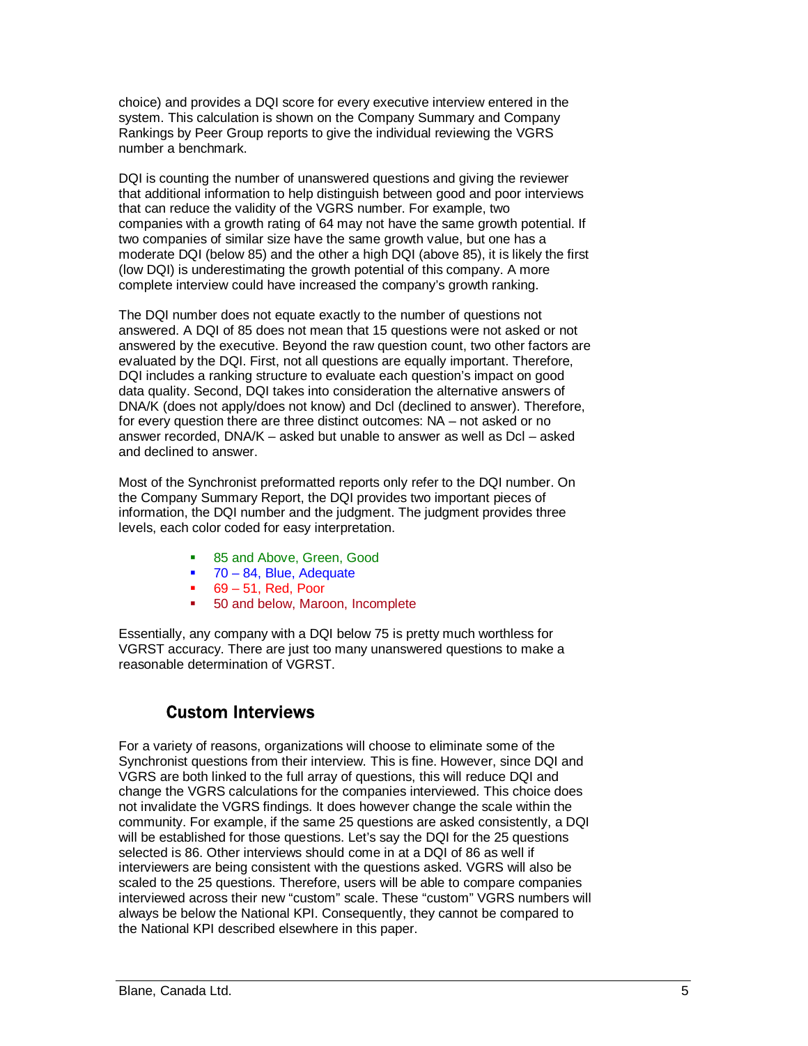choice) and provides a DQI score for every executive interview entered in the system. This calculation is shown on the Company Summary and Company Rankings by Peer Group reports to give the individual reviewing the VGRS number a benchmark.

DQI is counting the number of unanswered questions and giving the reviewer that additional information to help distinguish between good and poor interviews that can reduce the validity of the VGRS number. For example, two companies with a growth rating of 64 may not have the same growth potential. If two companies of similar size have the same growth value, but one has a moderate DQI (below 85) and the other a high DQI (above 85), it is likely the first (low DQI) is underestimating the growth potential of this company. A more complete interview could have increased the company's growth ranking.

The DQI number does not equate exactly to the number of questions not answered. A DQI of 85 does not mean that 15 questions were not asked or not answered by the executive. Beyond the raw question count, two other factors are evaluated by the DQI. First, not all questions are equally important. Therefore, DQI includes a ranking structure to evaluate each question's impact on good data quality. Second, DQI takes into consideration the alternative answers of DNA/K (does not apply/does not know) and Dcl (declined to answer). Therefore, for every question there are three distinct outcomes: NA – not asked or no answer recorded, DNA/K – asked but unable to answer as well as Dcl – asked and declined to answer.

Most of the Synchronist preformatted reports only refer to the DQI number. On the Company Summary Report, the DQI provides two important pieces of information, the DQI number and the judgment. The judgment provides three levels, each color coded for easy interpretation.

- 85 and Above, Green, Good
- 70 – 84, Blue, Adequate
- 69 – 51, Red, Poor
- 50 and below, Maroon, Incomplete

Essentially, any company with a DQI below 75 is pretty much worthless for VGRST accuracy. There are just too many unanswered questions to make a reasonable determination of VGRST.

## Custom Interviews

For a variety of reasons, organizations will choose to eliminate some of the Synchronist questions from their interview. This is fine. However, since DQI and VGRS are both linked to the full array of questions, this will reduce DQI and change the VGRS calculations for the companies interviewed. This choice does not invalidate the VGRS findings. It does however change the scale within the community. For example, if the same 25 questions are asked consistently, a DQI will be established for those questions. Let's say the DQI for the 25 questions selected is 86. Other interviews should come in at a DQI of 86 as well if interviewers are being consistent with the questions asked. VGRS will also be scaled to the 25 questions. Therefore, users will be able to compare companies interviewed across their new "custom" scale. These "custom" VGRS numbers will always be below the National KPI. Consequently, they cannot be compared to the National KPI described elsewhere in this paper.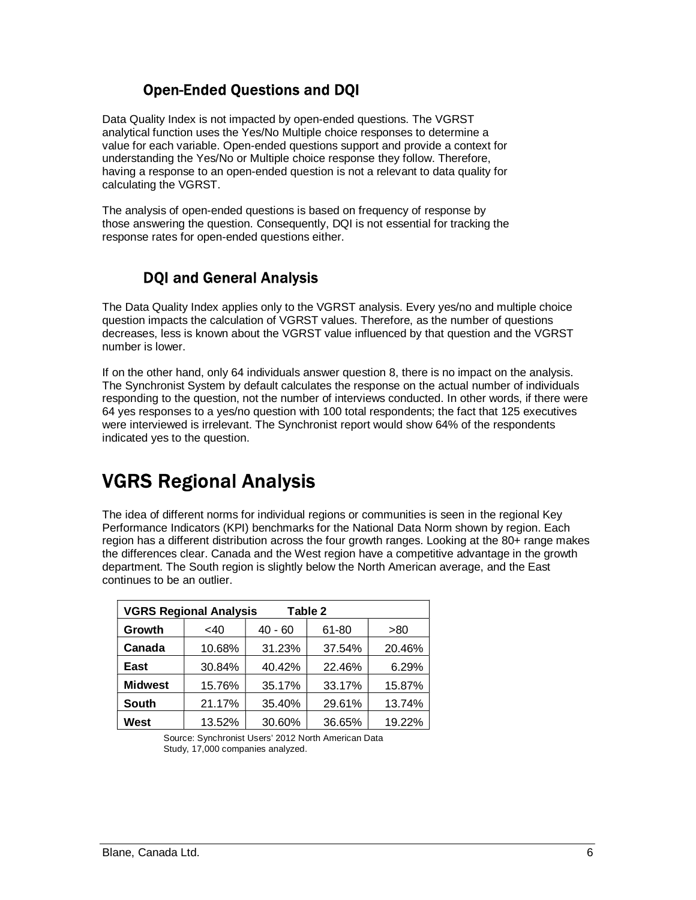### Open-Ended Questions and DQI

Data Quality Index is not impacted by open-ended questions. The VGRST analytical function uses the Yes/No Multiple choice responses to determine a value for each variable. Open-ended questions support and provide a context for understanding the Yes/No or Multiple choice response they follow. Therefore, having a response to an open-ended question is not a relevant to data quality for calculating the VGRST.

The analysis of open-ended questions is based on frequency of response by those answering the question. Consequently, DQI is not essential for tracking the response rates for open-ended questions either.

### DQI and General Analysis

The Data Quality Index applies only to the VGRST analysis. Every yes/no and multiple choice question impacts the calculation of VGRST values. Therefore, as the number of questions decreases, less is known about the VGRST value influenced by that question and the VGRST number is lower.

If on the other hand, only 64 individuals answer question 8, there is no impact on the analysis. The Synchronist System by default calculates the response on the actual number of individuals responding to the question, not the number of interviews conducted. In other words, if there were 64 yes responses to a yes/no question with 100 total respondents; the fact that 125 executives were interviewed is irrelevant. The Synchronist report would show 64% of the respondents indicated yes to the question.

## VGRS Regional Analysis

The idea of different norms for individual regions or communities is seen in the regional Key Performance Indicators (KPI) benchmarks for the National Data Norm shown by region. Each region has a different distribution across the four growth ranges. Looking at the 80+ range makes the differences clear. Canada and the West region have a competitive advantage in the growth department. The South region is slightly below the North American average, and the East continues to be an outlier.

| VGRS Regional Analysis Table 2 | | | | |
|---|---|---|---|---|
| **Growth** | <40 | 40 - 60 | 61-80 | >80 |
| **Canada** | 10.68% | 31.23% | 37.54% | 20.46% |
| **East** | 30.84% | 40.42% | 22.46% | 6.29% |
| **Midwest** | 15.76% | 35.17% | 33.17% | 15.87% |
| **South** | 21.17% | 35.40% | 29.61% | 13.74% |
| **West** | 13.52% | 30.60% | 36.65% | 19.22% |

Source: Synchronist Users' 2012 North American Data Study, 17,000 companies analyzed.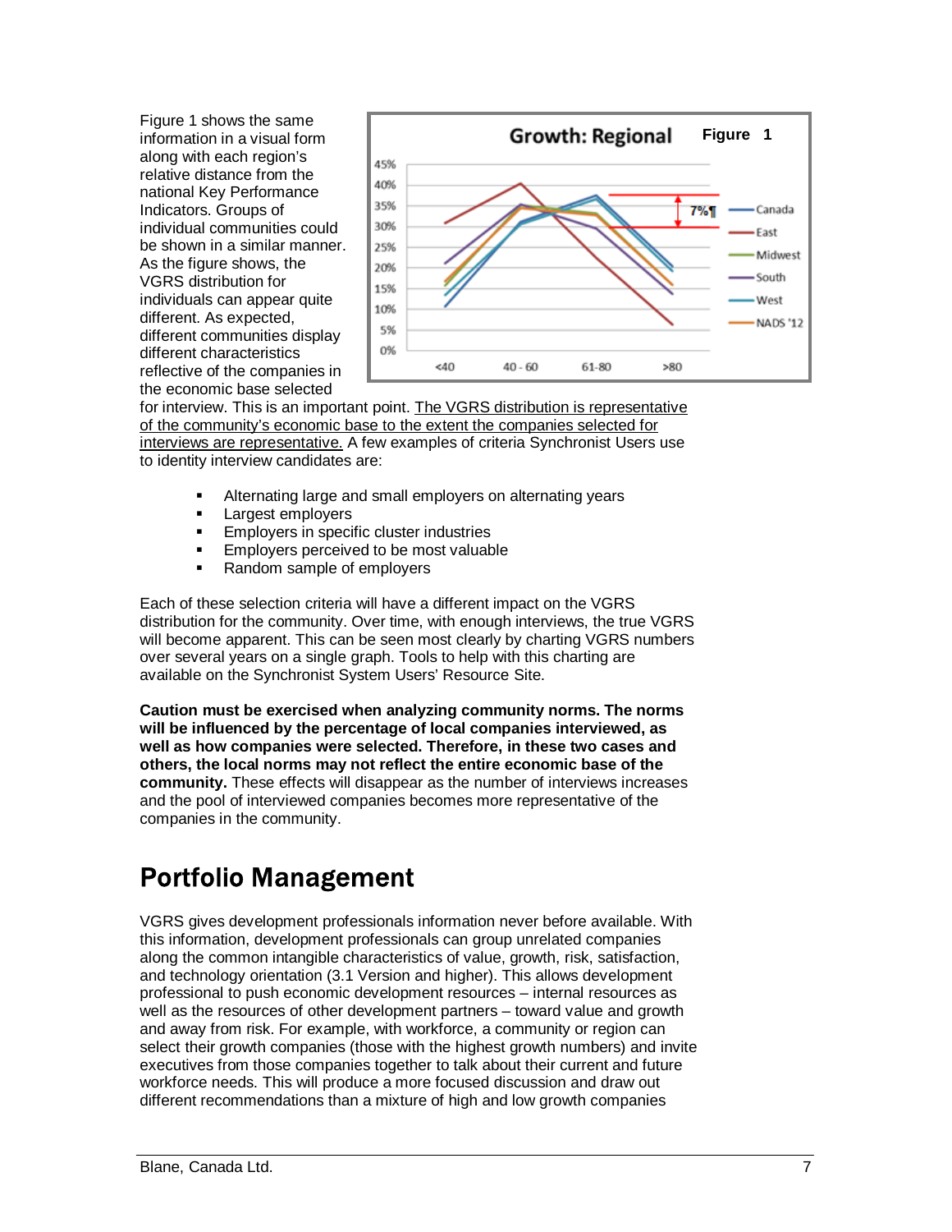Figure 1 shows the same information in a visual form along with each region's relative distance from the national Key Performance Indicators. Groups of individual communities could be shown in a similar manner. As the figure shows, the VGRS distribution for individuals can appear quite different. As expected, different communities display different characteristics reflective of the companies in the economic base selected for interview. This is an important point. The VGRS distribution is representative of the community's economic base to the extent the companies selected for interviews are representative. A few examples of criteria Synchronist Users use to identity interview candidates are:

- Alternating large and small employers on alternating years
- Largest employers
- Employers in specific cluster industries
- Employers perceived to be most valuable
- Random sample of employers

Each of these selection criteria will have a different impact on the VGRS distribution for the community. Over time, with enough interviews, the true VGRS will become apparent. This can be seen most clearly by charting VGRS numbers over several years on a single graph. Tools to help with this charting are available on the Synchronist System Users' Resource Site.

**Caution must be exercised when analyzing community norms. The norms will be influenced by the percentage of local companies interviewed, as well as how companies were selected. Therefore, in these two cases and others, the local norms may not reflect the entire economic base of the community.** These effects will disappear as the number of interviews increases and the pool of interviewed companies becomes more representative of the companies in the community.

# Portfolio Management

VGRS gives development professionals information never before available. With this information, development professionals can group unrelated companies along the common intangible characteristics of value, growth, risk, satisfaction, and technology orientation (3.1 Version and higher). This allows development professional to push economic development resources – internal resources as well as the resources of other development partners – toward value and growth and away from risk. For example, with workforce, a community or region can select their growth companies (those with the highest growth numbers) and invite executives from those companies together to talk about their current and future workforce needs. This will produce a more focused discussion and draw out different recommendations than a mixture of high and low growth companies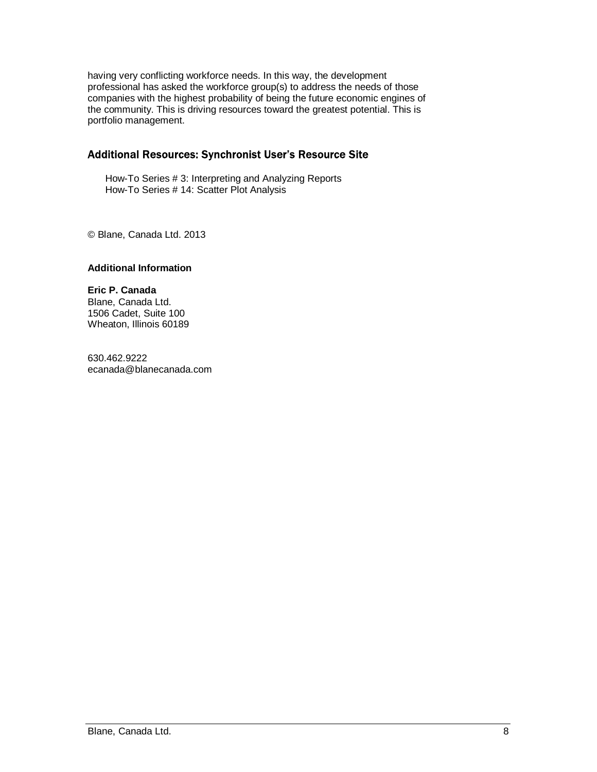having very conflicting workforce needs. In this way, the development professional has asked the workforce group(s) to address the needs of those companies with the highest probability of being the future economic engines of the community. This is driving resources toward the greatest potential. This is portfolio management.

## Additional Resources: Synchronist User's Resource Site

How-To Series # 3: Interpreting and Analyzing Reports
How-To Series # 14: Scatter Plot Analysis

© Blane, Canada Ltd. 2013

**Additional Information**

**Eric P. Canada**
Blane, Canada Ltd.
1506 Cadet, Suite 100
Wheaton, Illinois 60189

630.462.9222
ecanada@blanecanada.com